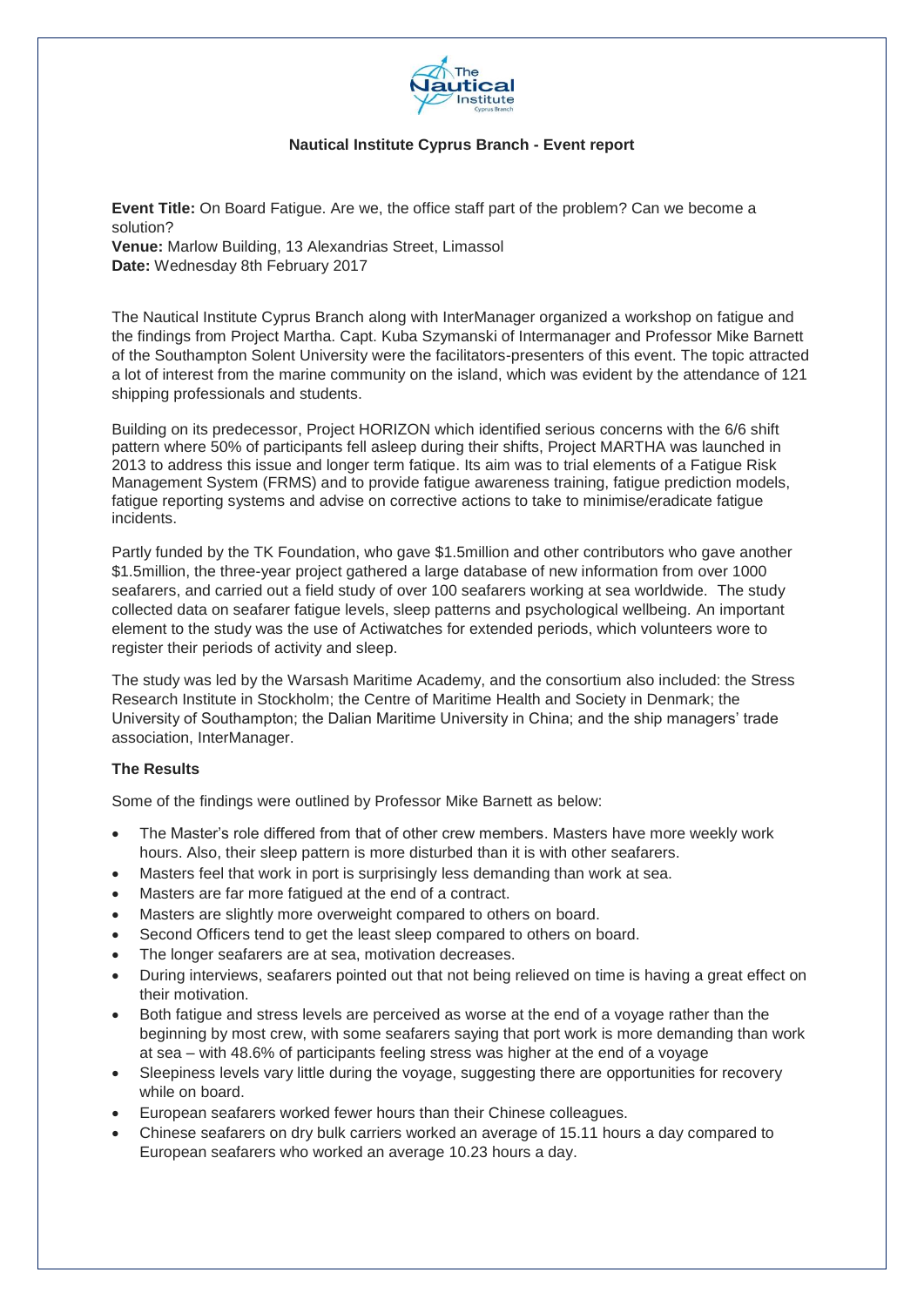**Nautical Institute Cyprus Branch - Event report**

**Event Title:** On Board Fatigue. Are we, the office staff part of the problem? Can we become a solution?
**Venue:** Marlow Building, 13 Alexandrias Street, Limassol
**Date:** Wednesday 8th February 2017

The Nautical Institute Cyprus Branch along with InterManager organized a workshop on fatigue and the findings from Project Martha. Capt. Kuba Szymanski of Intermanager and Professor Mike Barnett of the Southampton Solent University were the facilitators-presenters of this event. The topic attracted a lot of interest from the marine community on the island, which was evident by the attendance of 121 shipping professionals and students.

Building on its predecessor, Project HORIZON which identified serious concerns with the 6/6 shift pattern where 50% of participants fell asleep during their shifts, Project MARTHA was launched in 2013 to address this issue and longer term fatigue. Its aim was to trial elements of a Fatigue Risk Management System (FRMS) and to provide fatigue awareness training, fatigue prediction models, fatigue reporting systems and advise on corrective actions to take to minimise/eradicate fatigue incidents.

Partly funded by the TK Foundation, who gave \$1.5million and other contributors who gave another \$1.5million, the three-year project gathered a large database of new information from over 1000 seafarers, and carried out a field study of over 100 seafarers working at sea worldwide. The study collected data on seafarer fatigue levels, sleep patterns and psychological wellbeing. An important element to the study was the use of Actiwatches for extended periods, which volunteers wore to register their periods of activity and sleep.

The study was led by the Warsash Maritime Academy, and the consortium also included: the Stress Research Institute in Stockholm; the Centre of Maritime Health and Society in Denmark; the University of Southampton; the Dalian Maritime University in China; and the ship managers' trade association, InterManager.

**The Results**

Some of the findings were outlined by Professor Mike Barnett as below:

- The Master's role differed from that of other crew members. Masters have more weekly work hours. Also, their sleep pattern is more disturbed than it is with other seafarers.
- Masters feel that work in port is surprisingly less demanding than work at sea.
- Masters are far more fatigued at the end of a contract.
- Masters are slightly more overweight compared to others on board.
- Second Officers tend to get the least sleep compared to others on board.
- The longer seafarers are at sea, motivation decreases.
- During interviews, seafarers pointed out that not being relieved on time is having a great effect on their motivation.
- Both fatigue and stress levels are perceived as worse at the end of a voyage rather than the beginning by most crew, with some seafarers saying that port work is more demanding than work at sea – with 48.6% of participants feeling stress was higher at the end of a voyage
- Sleepiness levels vary little during the voyage, suggesting there are opportunities for recovery while on board.
- European seafarers worked fewer hours than their Chinese colleagues.
- Chinese seafarers on dry bulk carriers worked an average of 15.11 hours a day compared to European seafarers who worked an average 10.23 hours a day.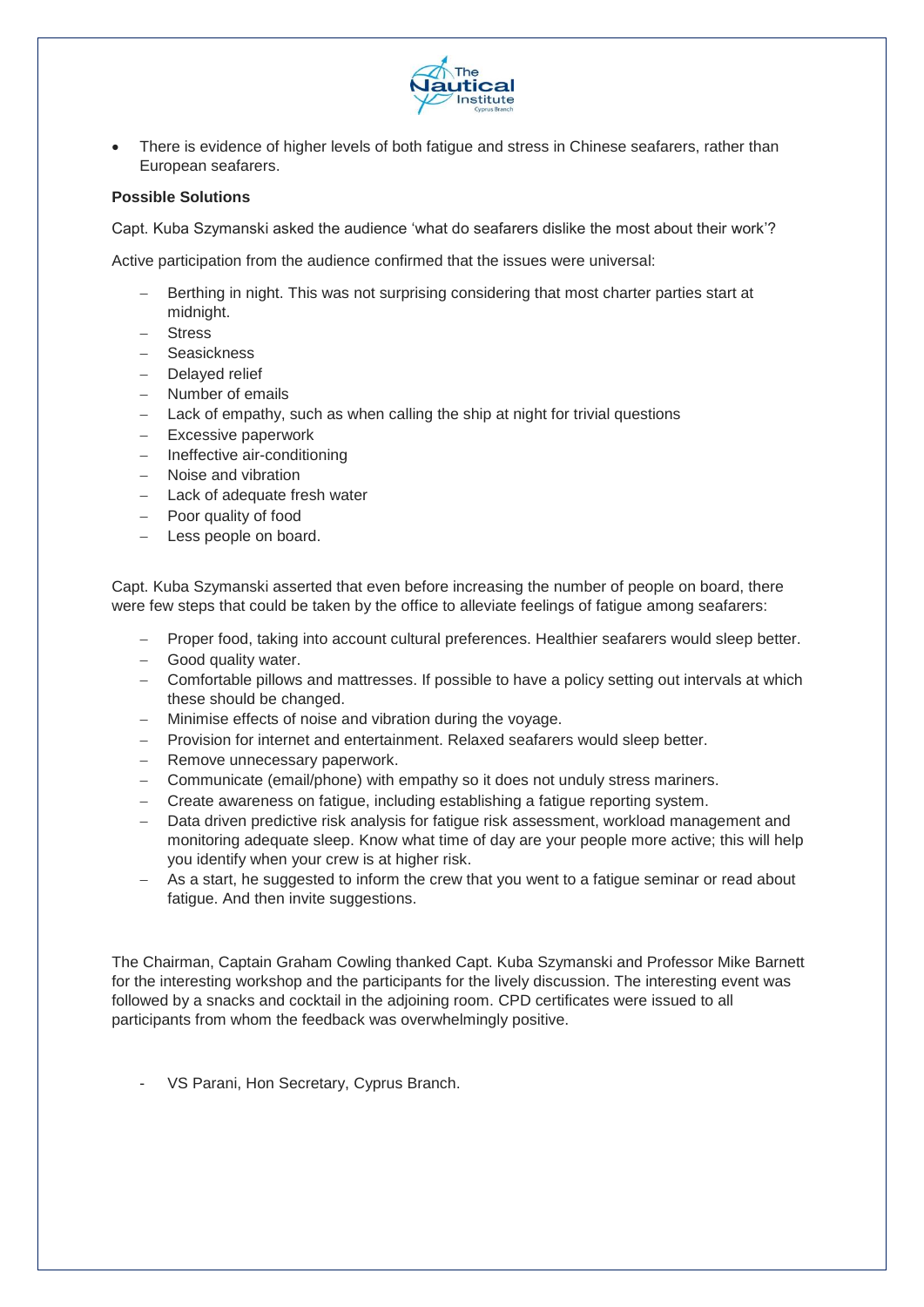- There is evidence of higher levels of both fatigue and stress in Chinese seafarers, rather than European seafarers.

**Possible Solutions**

Capt. Kuba Szymanski asked the audience 'what do seafarers dislike the most about their work'?

Active participation from the audience confirmed that the issues were universal:

- Berthing in night. This was not surprising considering that most charter parties start at midnight.
- Stress
- Seasickness
- Delayed relief
- Number of emails
- Lack of empathy, such as when calling the ship at night for trivial questions
- Excessive paperwork
- Ineffective air-conditioning
- Noise and vibration
- Lack of adequate fresh water
- Poor quality of food
- Less people on board.

Capt. Kuba Szymanski asserted that even before increasing the number of people on board, there were few steps that could be taken by the office to alleviate feelings of fatigue among seafarers:

- Proper food, taking into account cultural preferences. Healthier seafarers would sleep better.
- Good quality water.
- Comfortable pillows and mattresses. If possible to have a policy setting out intervals at which these should be changed.
- Minimise effects of noise and vibration during the voyage.
- Provision for internet and entertainment. Relaxed seafarers would sleep better.
- Remove unnecessary paperwork.
- Communicate (email/phone) with empathy so it does not unduly stress mariners.
- Create awareness on fatigue, including establishing a fatigue reporting system.
- Data driven predictive risk analysis for fatigue risk assessment, workload management and monitoring adequate sleep. Know what time of day are your people more active; this will help you identify when your crew is at higher risk.
- As a start, he suggested to inform the crew that you went to a fatigue seminar or read about fatigue. And then invite suggestions.

The Chairman, Captain Graham Cowling thanked Capt. Kuba Szymanski and Professor Mike Barnett for the interesting workshop and the participants for the lively discussion. The interesting event was followed by a snacks and cocktail in the adjoining room. CPD certificates were issued to all participants from whom the feedback was overwhelmingly positive.

- VS Parani, Hon Secretary, Cyprus Branch.